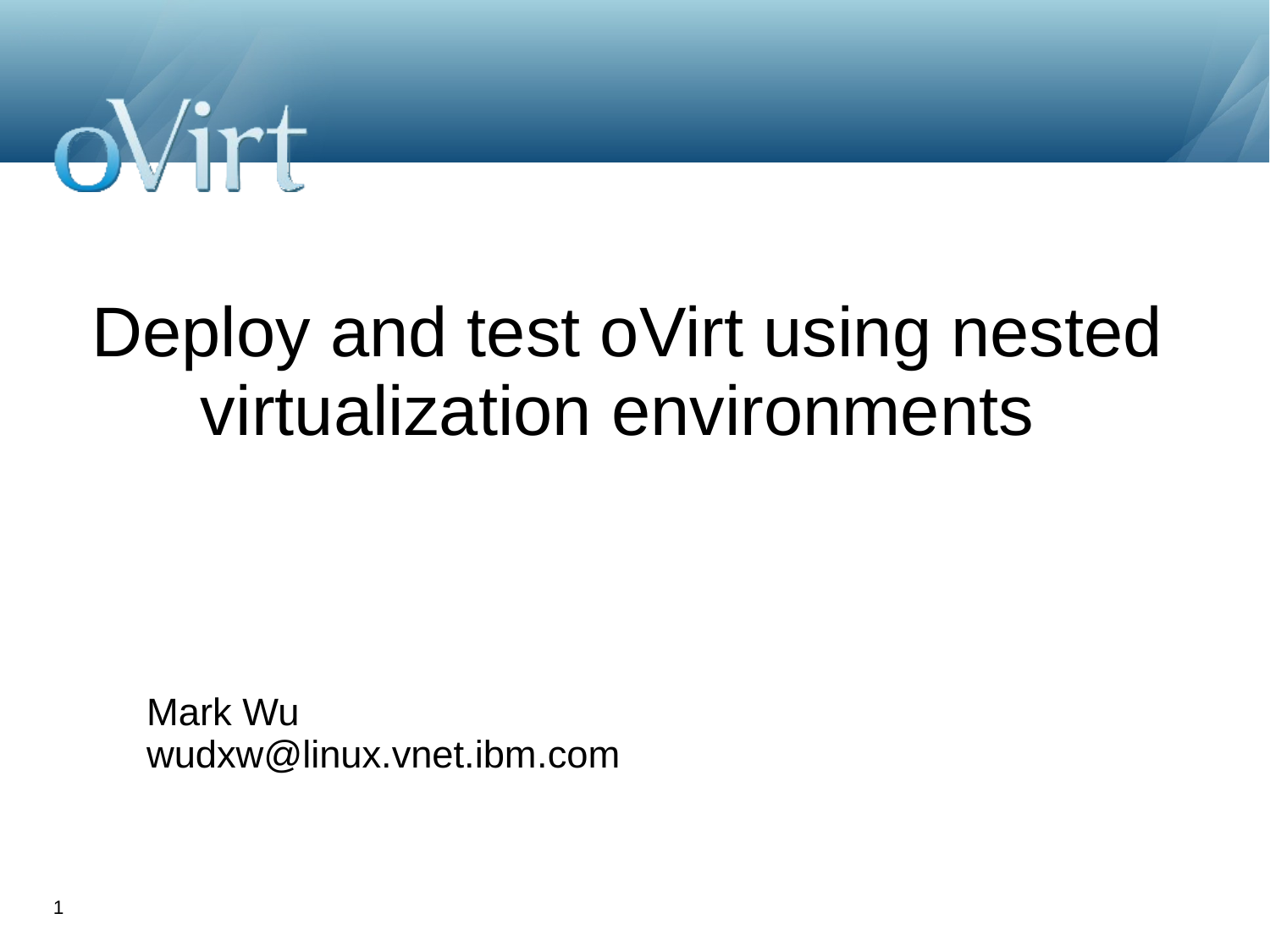oVirt

# Deploy and test oVirt using nested virtualization environments

Mark Wu
wudxw@linux.vnet.ibm.com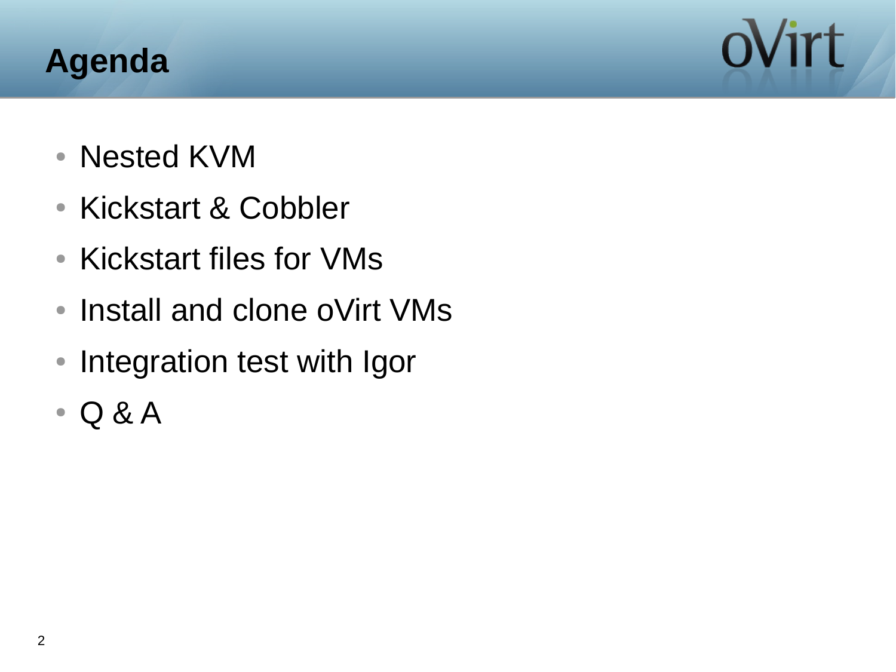# Agenda

- Nested KVM
- Kickstart & Cobbler
- Kickstart files for VMs
- Install and clone oVirt VMs
- Integration test with Igor
- Q & A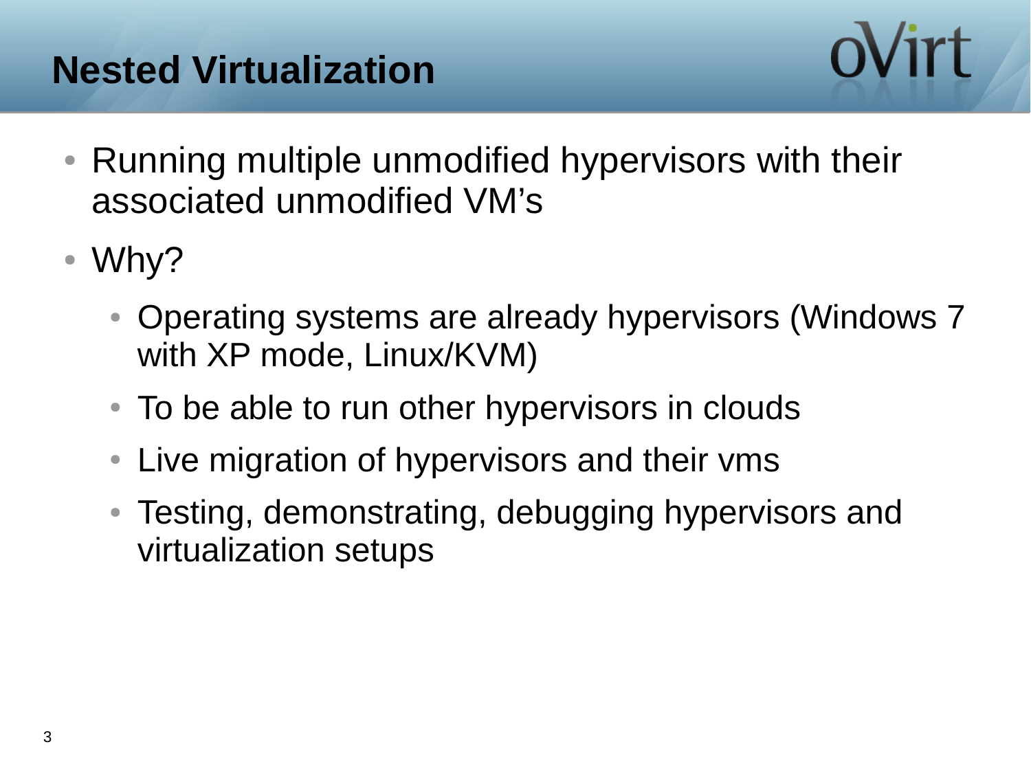# Nested Virtualization

- Running multiple unmodified hypervisors with their associated unmodified VM's
- Why?
  - Operating systems are already hypervisors (Windows 7 with XP mode, Linux/KVM)
  - To be able to run other hypervisors in clouds
  - Live migration of hypervisors and their vms
  - Testing, demonstrating, debugging hypervisors and virtualization setups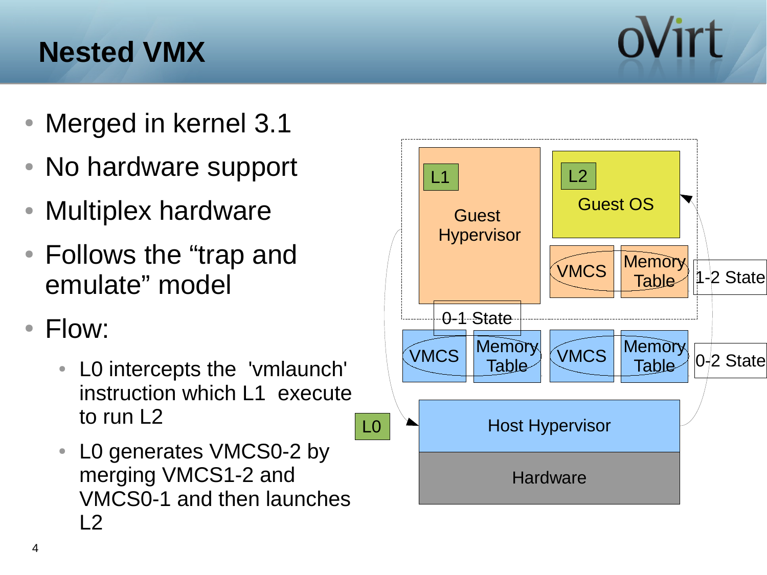# Nested VMX

- Merged in kernel 3.1
- No hardware support
- Multiplex hardware
- Follows the “trap and emulate” model
- Flow:
  - L0 intercepts the 'vmlaunch' instruction which L1 execute to run L2
  - L0 generates VMCS0-2 by merging VMCS1-2 and VMCS0-1 and then launches L2

L1 Guest Hypervisor

L2 Guest OS

VMCS | Memory Table — 1-2 State

0-1 State

VMCS | Memory Table

VMCS | Memory Table — 0-2 State

L0 Host Hypervisor

Hardware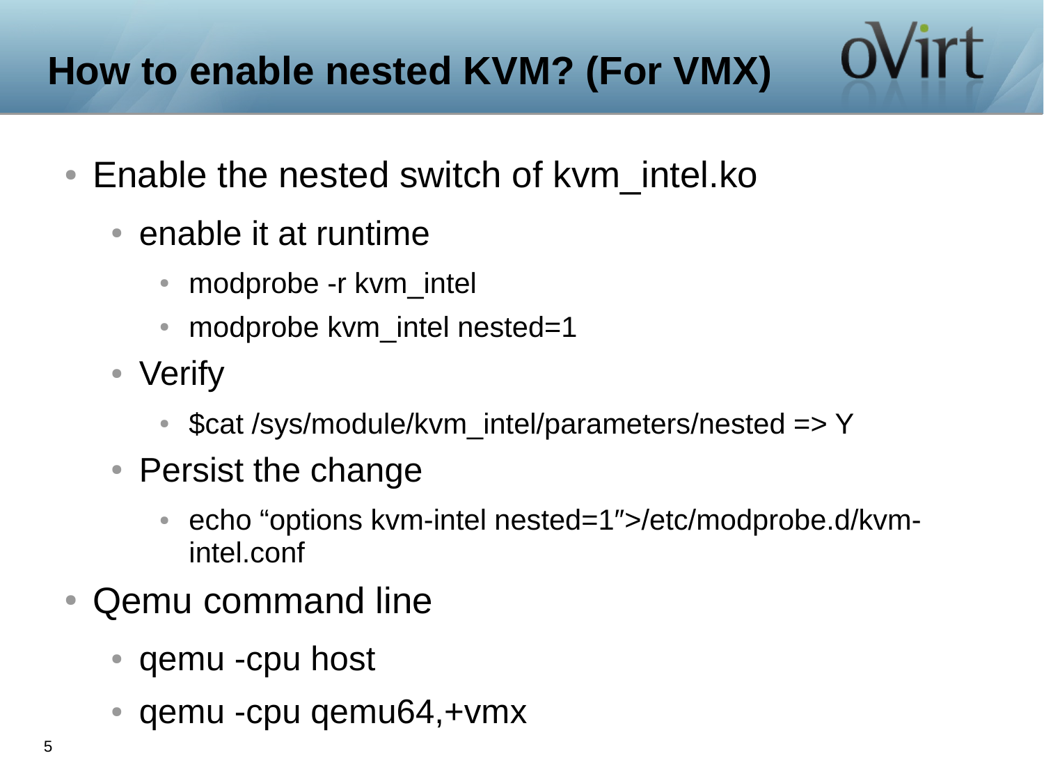# How to enable nested KVM? (For VMX)

- Enable the nested switch of kvm_intel.ko
  - enable it at runtime
    - modprobe -r kvm_intel
    - modprobe kvm_intel nested=1
  - Verify
    - $cat /sys/module/kvm_intel/parameters/nested => Y
  - Persist the change
    - echo “options kvm-intel nested=1″>/etc/modprobe.d/kvm-intel.conf
- Qemu command line
  - qemu -cpu host
  - qemu -cpu qemu64,+vmx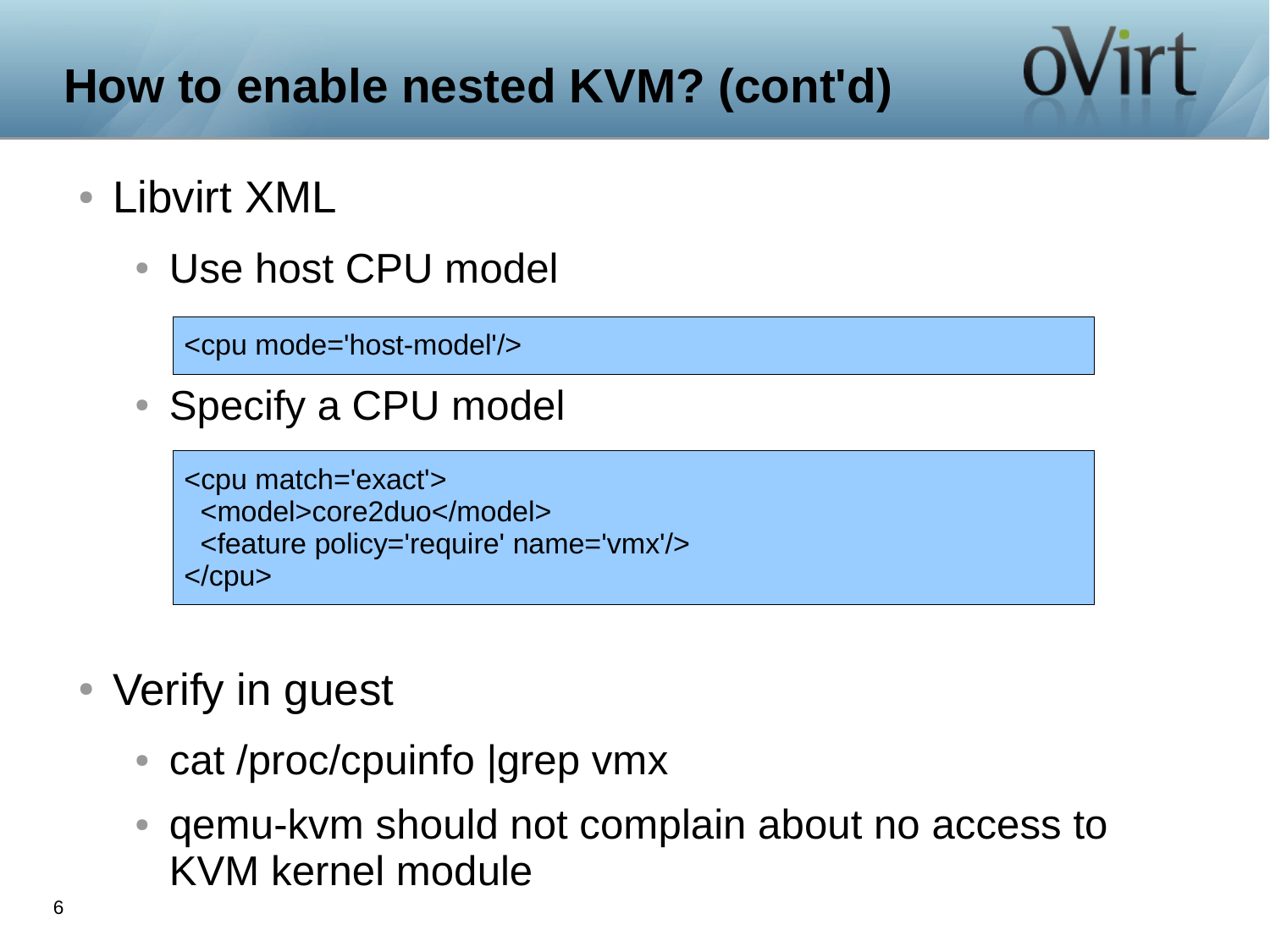# How to enable nested KVM? (cont'd)

- Libvirt XML
  - Use host CPU model

```
<cpu mode='host-model'/>
```

  - Specify a CPU model

```
<cpu match='exact'>
  <model>core2duo</model>
  <feature policy='require' name='vmx'/>
</cpu>
```

- Verify in guest
  - cat /proc/cpuinfo |grep vmx
  - qemu-kvm should not complain about no access to KVM kernel module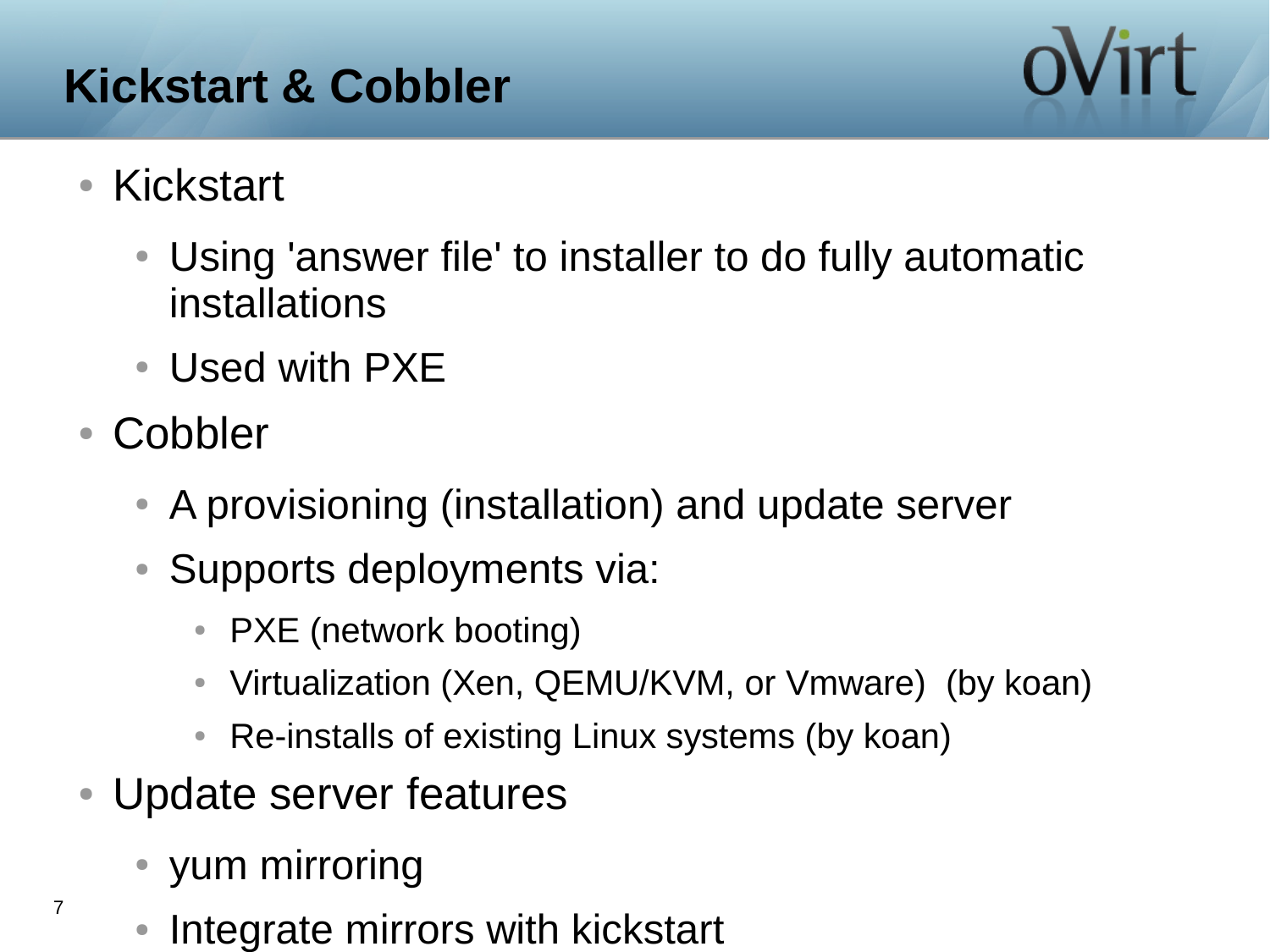# Kickstart & Cobbler

- Kickstart
  - Using 'answer file' to installer to do fully automatic installations
  - Used with PXE
- Cobbler
  - A provisioning (installation) and update server
  - Supports deployments via:
    - PXE (network booting)
    - Virtualization (Xen, QEMU/KVM, or Vmware) (by koan)
    - Re-installs of existing Linux systems (by koan)
- Update server features
  - yum mirroring
  - Integrate mirrors with kickstart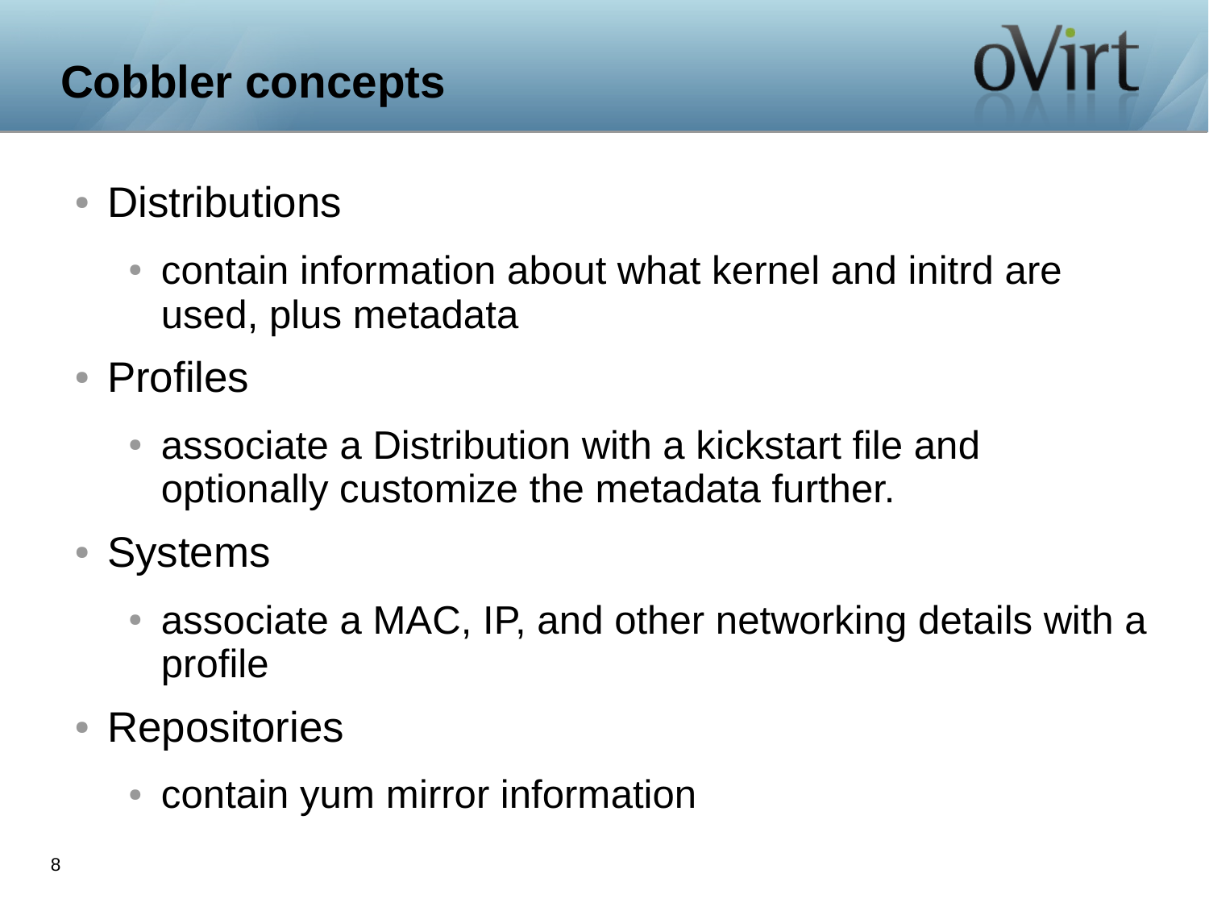# Cobbler concepts

- Distributions
  - contain information about what kernel and initrd are used, plus metadata
- Profiles
  - associate a Distribution with a kickstart file and optionally customize the metadata further.
- Systems
  - associate a MAC, IP, and other networking details with a profile
- Repositories
  - contain yum mirror information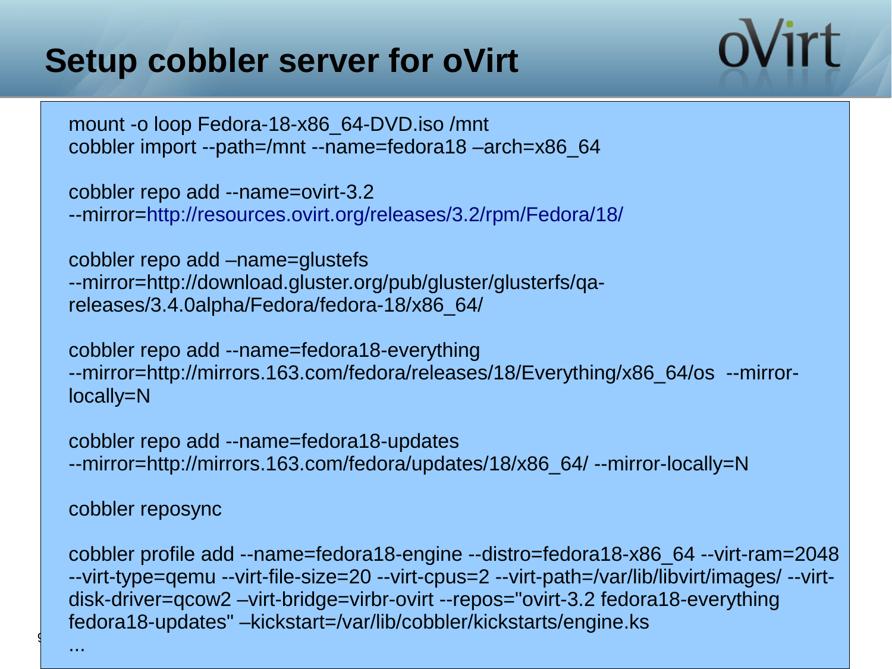# Setup cobbler server for oVirt

```
mount -o loop Fedora-18-x86_64-DVD.iso /mnt
cobbler import --path=/mnt --name=fedora18 –arch=x86_64

cobbler repo add --name=ovirt-3.2
--mirror=http://resources.ovirt.org/releases/3.2/rpm/Fedora/18/

cobbler repo add –name=glustefs
--mirror=http://download.gluster.org/pub/gluster/glusterfs/qa-releases/3.4.0alpha/Fedora/fedora-18/x86_64/

cobbler repo add --name=fedora18-everything
--mirror=http://mirrors.163.com/fedora/releases/18/Everything/x86_64/os  --mirror-locally=N

cobbler repo add --name=fedora18-updates
--mirror=http://mirrors.163.com/fedora/updates/18/x86_64/ --mirror-locally=N

cobbler reposync

cobbler profile add --name=fedora18-engine --distro=fedora18-x86_64 --virt-ram=2048
--virt-type=qemu --virt-file-size=20 --virt-cpus=2 --virt-path=/var/lib/libvirt/images/ --virt-disk-driver=qcow2 –virt-bridge=virbr-ovirt --repos="ovirt-3.2 fedora18-everything fedora18-updates" –kickstart=/var/lib/cobbler/kickstarts/engine.ks
...
```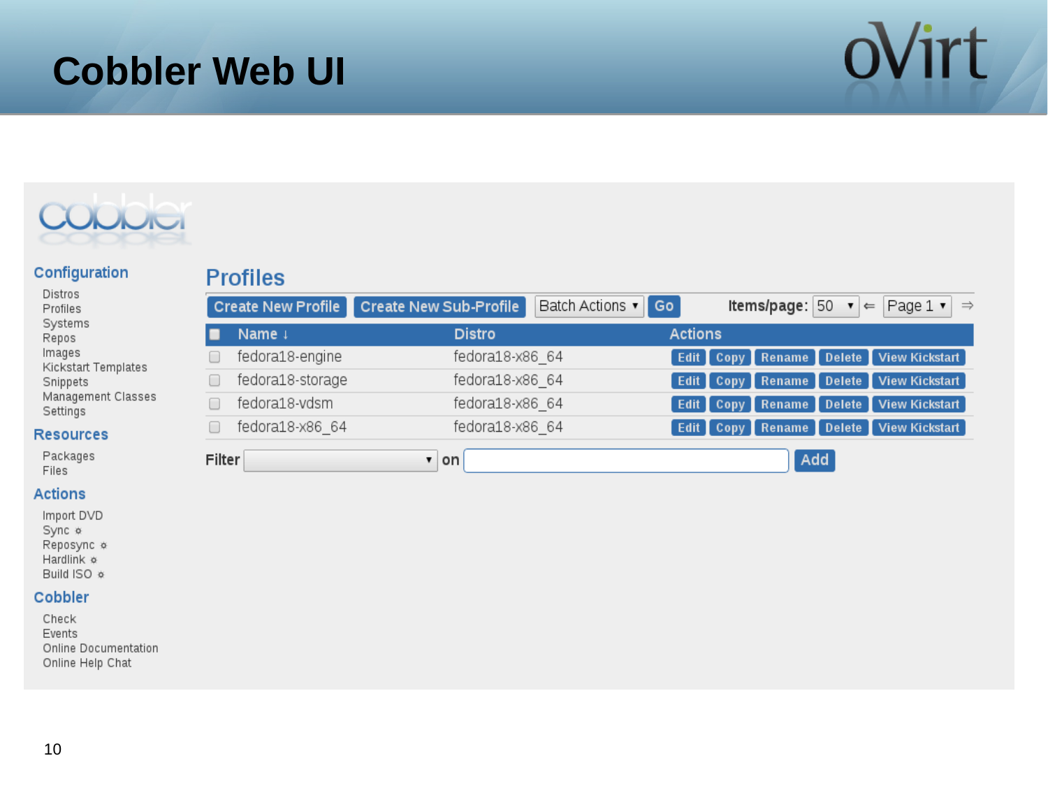# Cobbler Web UI

**Configuration**

- Distros
- Profiles
- Systems
- Repos
- Images
- Kickstart Templates
- Snippets
- Management Classes
- Settings

**Resources**

- Packages
- Files

**Actions**

- Import DVD
- Sync
- Reposync
- Hardlink
- Build ISO

**Cobbler**

- Check
- Events
- Online Documentation
- Online Help Chat

## Profiles

Create New Profile | Create New Sub-Profile | Batch Actions | Go | Items/page: 50 | Page 1

| | Name ↓ | Distro | Actions |
|---|---|---|---|
| ☐ | fedora18-engine | fedora18-x86_64 | Edit Copy Rename Delete View Kickstart |
| ☐ | fedora18-storage | fedora18-x86_64 | Edit Copy Rename Delete View Kickstart |
| ☐ | fedora18-vdsm | fedora18-x86_64 | Edit Copy Rename Delete View Kickstart |
| ☐ | fedora18-x86_64 | fedora18-x86_64 | Edit Copy Rename Delete View Kickstart |

Filter [ ] on [ ] Add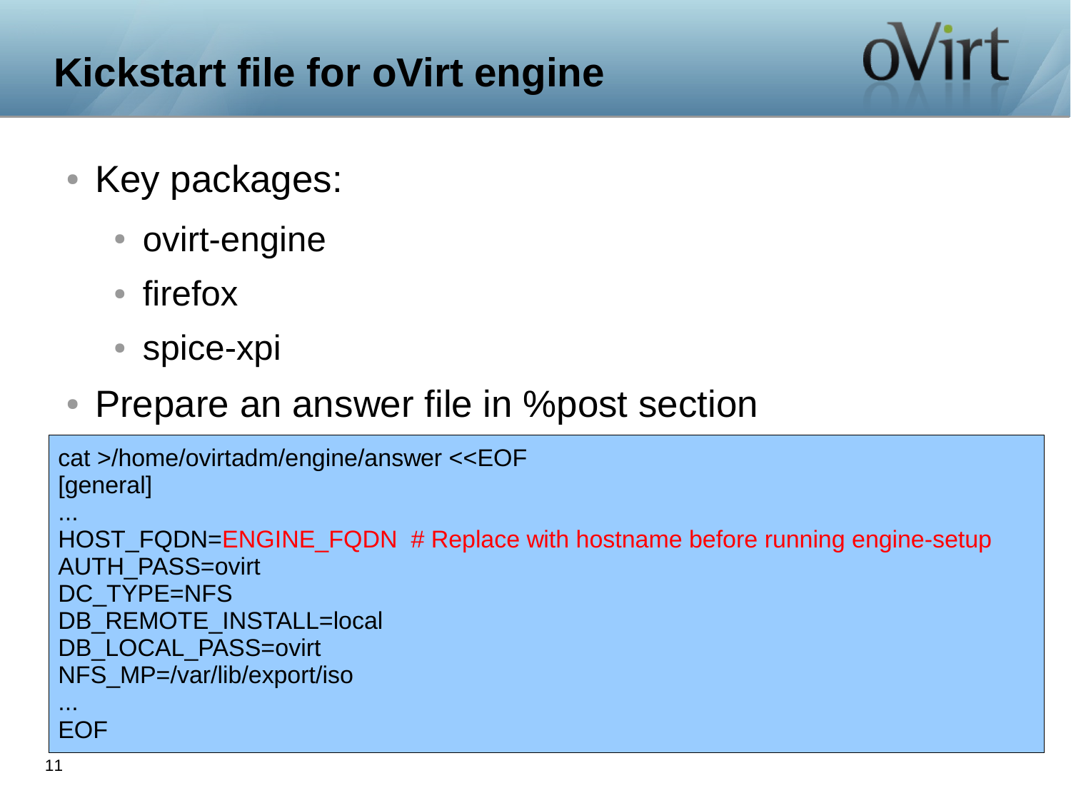# Kickstart file for oVirt engine

- Key packages:
  - ovirt-engine
  - firefox
  - spice-xpi
- Prepare an answer file in %post section

```
cat >/home/ovirtadm/engine/answer <<EOF
[general]
...
HOST_FQDN=ENGINE_FQDN  # Replace with hostname before running engine-setup
AUTH_PASS=ovirt
DC_TYPE=NFS
DB_REMOTE_INSTALL=local
DB_LOCAL_PASS=ovirt
NFS_MP=/var/lib/export/iso
...
EOF
```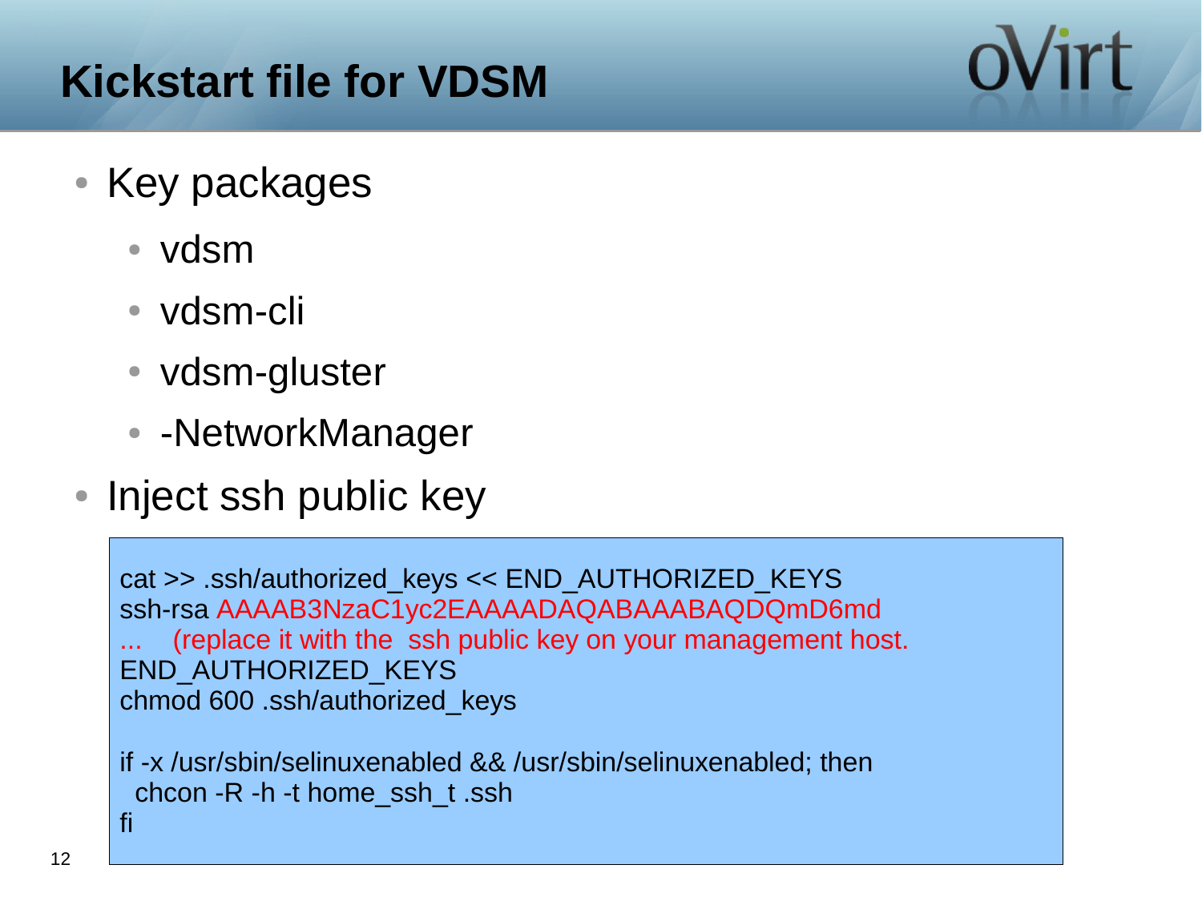# Kickstart file for VDSM

- Key packages
  - vdsm
  - vdsm-cli
  - vdsm-gluster
  - -NetworkManager
- Inject ssh public key

```
cat >> .ssh/authorized_keys << END_AUTHORIZED_KEYS
ssh-rsa AAAAB3NzaC1yc2EAAAADAQABAAABAQDQmD6md
...   (replace it with the  ssh public key on your management host.
END_AUTHORIZED_KEYS
chmod 600 .ssh/authorized_keys

if -x /usr/sbin/selinuxenabled && /usr/sbin/selinuxenabled; then
  chcon -R -h -t home_ssh_t .ssh
fi
```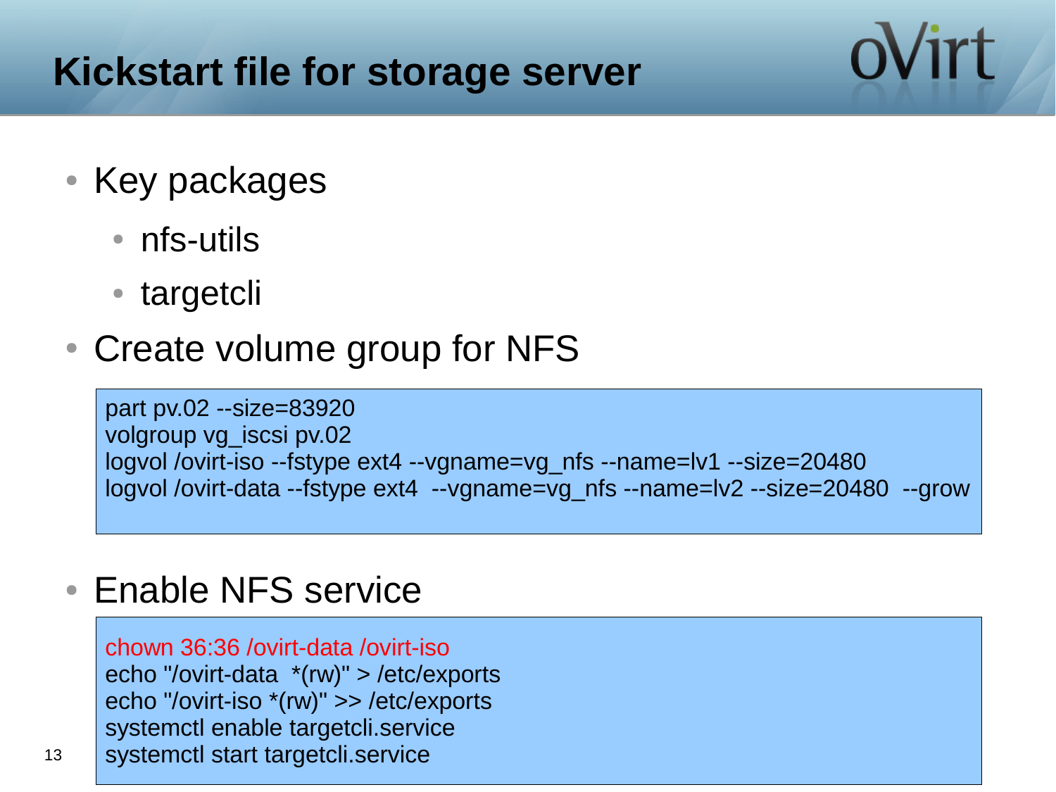# Kickstart file for storage server

- Key packages
  - nfs-utils
  - targetcli
- Create volume group for NFS

```
part pv.02 --size=83920
volgroup vg_iscsi pv.02
logvol /ovirt-iso --fstype ext4 --vgname=vg_nfs --name=lv1 --size=20480
logvol /ovirt-data --fstype ext4  --vgname=vg_nfs --name=lv2 --size=20480  --grow
```

- Enable NFS service

```
chown 36:36 /ovirt-data /ovirt-iso
echo "/ovirt-data  *(rw)" > /etc/exports
echo "/ovirt-iso *(rw)" >> /etc/exports
systemctl enable targetcli.service
systemctl start targetcli.service
```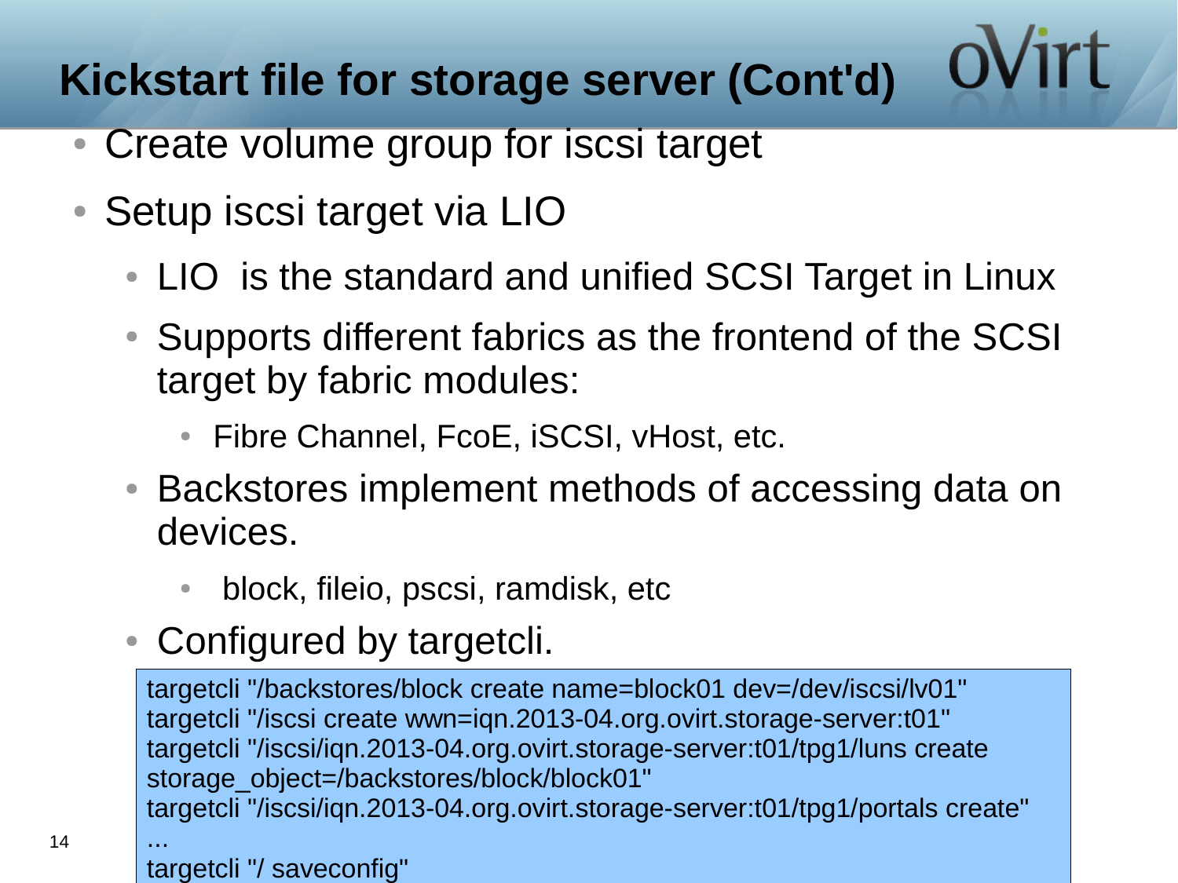# Kickstart file for storage server (Cont'd)

- Create volume group for iscsi target
- Setup iscsi target via LIO
  - LIO  is the standard and unified SCSI Target in Linux
  - Supports different fabrics as the frontend of the SCSI target by fabric modules:
    - Fibre Channel, FcoE, iSCSI, vHost, etc.
  - Backstores implement methods of accessing data on devices.
    - block, fileio, pscsi, ramdisk, etc
  - Configured by targetcli.

```
targetcli "/backstores/block create name=block01 dev=/dev/iscsi/lv01"
targetcli "/iscsi create wwn=iqn.2013-04.org.ovirt.storage-server:t01"
targetcli "/iscsi/iqn.2013-04.org.ovirt.storage-server:t01/tpg1/luns create storage_object=/backstores/block/block01"
targetcli "/iscsi/iqn.2013-04.org.ovirt.storage-server:t01/tpg1/portals create"
...
targetcli "/ saveconfig"
```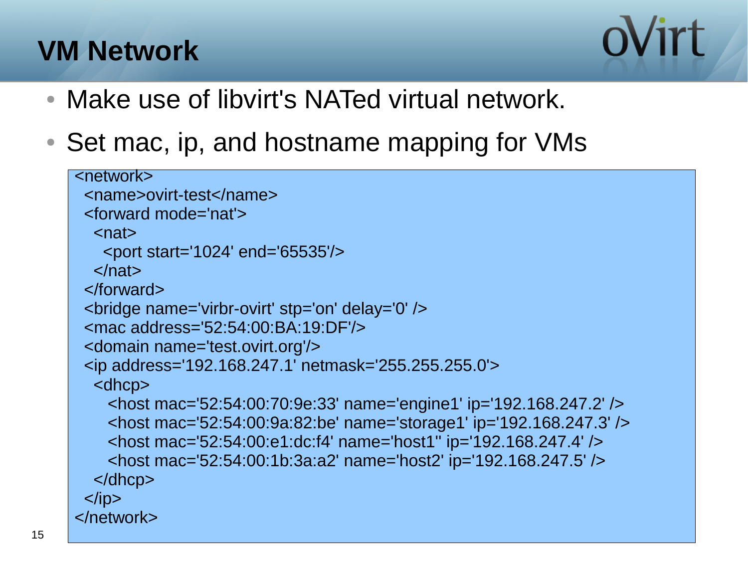# VM Network

- Make use of libvirt's NATed virtual network.
- Set mac, ip, and hostname mapping for VMs

```
<network>
  <name>ovirt-test</name>
  <forward mode='nat'>
    <nat>
      <port start='1024' end='65535'/>
    </nat>
  </forward>
  <bridge name='virbr-ovirt' stp='on' delay='0' />
  <mac address='52:54:00:BA:19:DF'/>
  <domain name='test.ovirt.org'/>
  <ip address='192.168.247.1' netmask='255.255.255.0'>
    <dhcp>
      <host mac='52:54:00:70:9e:33' name='engine1' ip='192.168.247.2' />
      <host mac='52:54:00:9a:82:be' name='storage1' ip='192.168.247.3' />
      <host mac='52:54:00:e1:dc:f4' name='host1'' ip='192.168.247.4' />
      <host mac='52:54:00:1b:3a:a2' name='host2' ip='192.168.247.5' />
    </dhcp>
  </ip>
</network>
```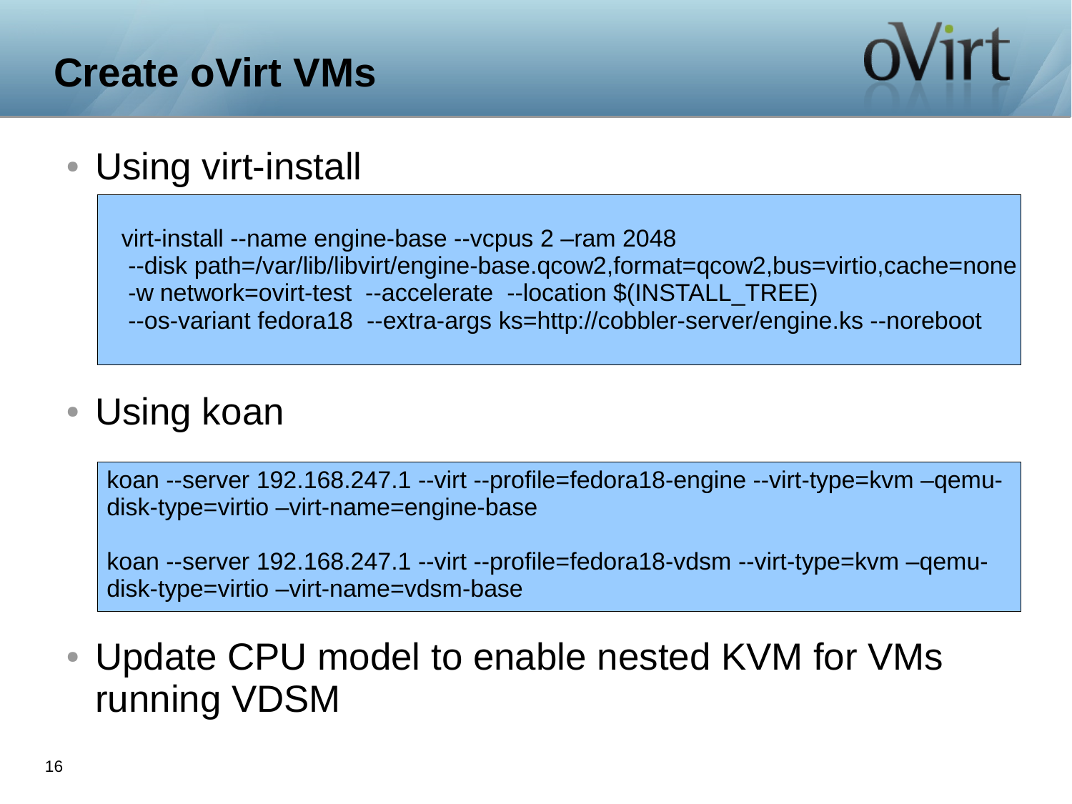# Create oVirt VMs

- Using virt-install

```
virt-install --name engine-base --vcpus 2 –ram 2048
 --disk path=/var/lib/libvirt/engine-base.qcow2,format=qcow2,bus=virtio,cache=none
 -w network=ovirt-test  --accelerate  --location $(INSTALL_TREE)
 --os-variant fedora18  --extra-args ks=http://cobbler-server/engine.ks --noreboot
```

- Using koan

```
koan --server 192.168.247.1 --virt --profile=fedora18-engine --virt-type=kvm –qemu-disk-type=virtio –virt-name=engine-base

koan --server 192.168.247.1 --virt --profile=fedora18-vdsm --virt-type=kvm –qemu-disk-type=virtio –virt-name=vdsm-base
```

- Update CPU model to enable nested KVM for VMs running VDSM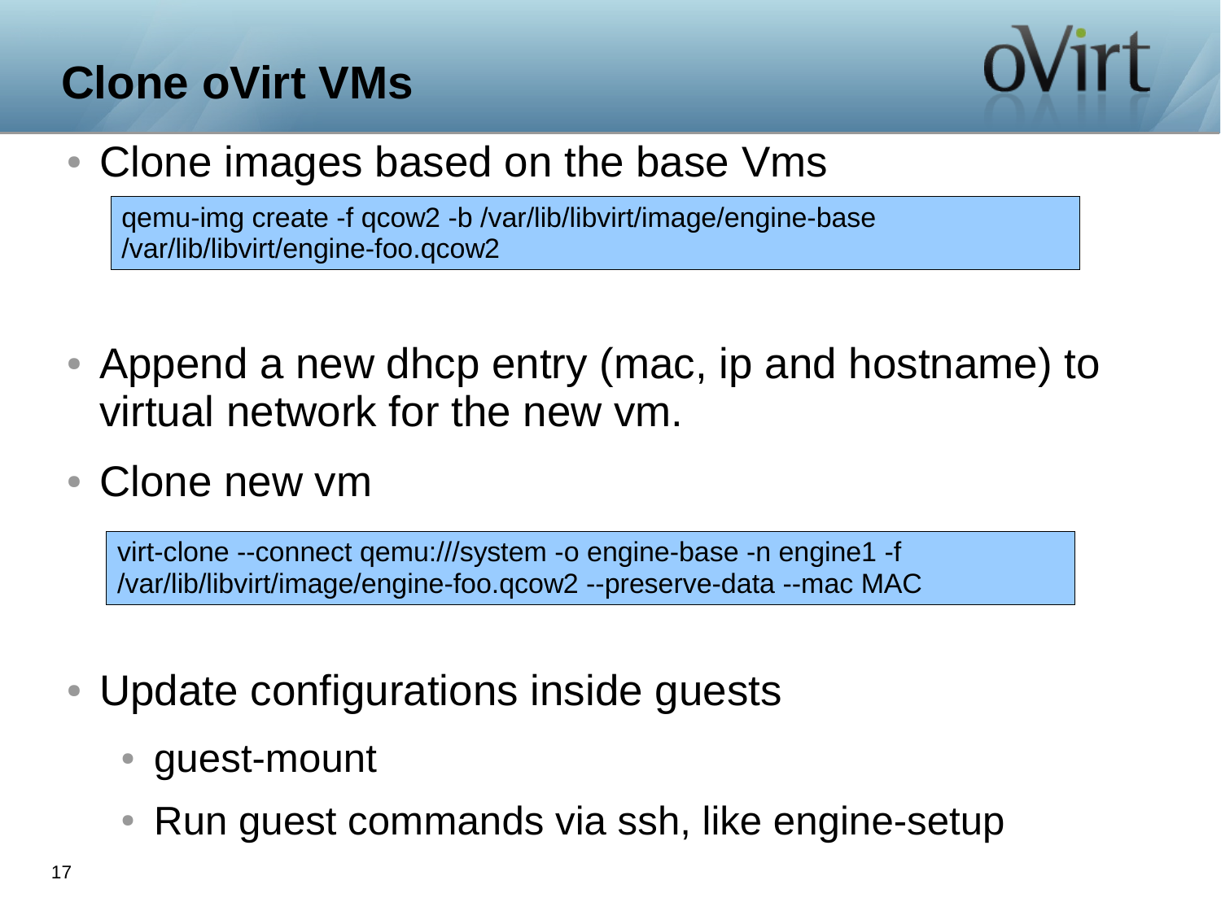# Clone oVirt VMs

- Clone images based on the base Vms

```
qemu-img create -f qcow2 -b /var/lib/libvirt/image/engine-base
/var/lib/libvirt/engine-foo.qcow2
```

- Append a new dhcp entry (mac, ip and hostname) to virtual network for the new vm.
- Clone new vm

```
virt-clone --connect qemu:///system -o engine-base -n engine1 -f
/var/lib/libvirt/image/engine-foo.qcow2 --preserve-data --mac MAC
```

- Update configurations inside guests
  - guest-mount
  - Run guest commands via ssh, like engine-setup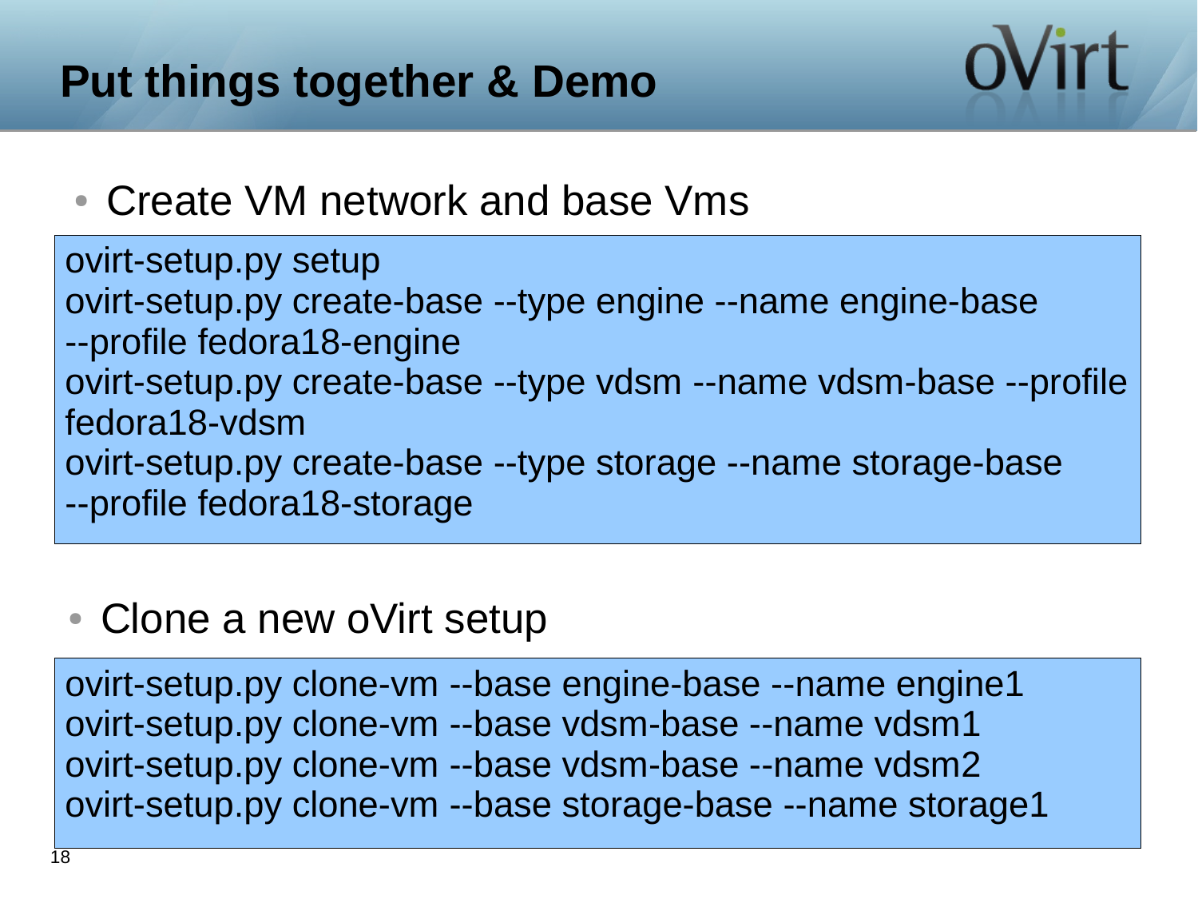# Put things together & Demo

- Create VM network and base Vms

```
ovirt-setup.py setup
ovirt-setup.py create-base --type engine --name engine-base --profile fedora18-engine
ovirt-setup.py create-base --type vdsm --name vdsm-base --profile fedora18-vdsm
ovirt-setup.py create-base --type storage --name storage-base --profile fedora18-storage
```

- Clone a new oVirt setup

```
ovirt-setup.py clone-vm --base engine-base --name engine1
ovirt-setup.py clone-vm --base vdsm-base --name vdsm1
ovirt-setup.py clone-vm --base vdsm-base --name vdsm2
ovirt-setup.py clone-vm --base storage-base --name storage1
```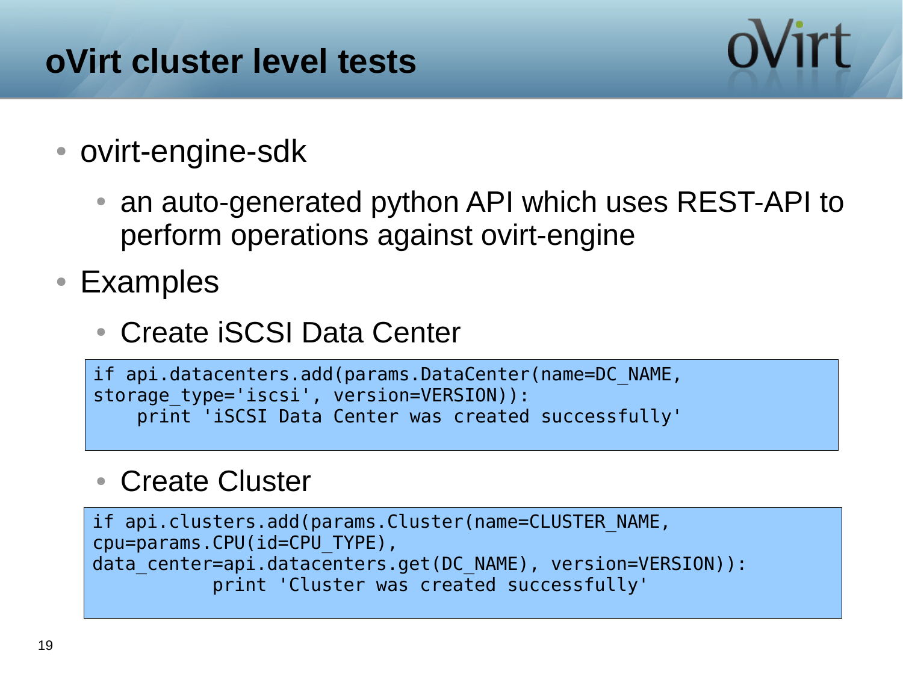# oVirt cluster level tests

- ovirt-engine-sdk
  - an auto-generated python API which uses REST-API to perform operations against ovirt-engine
- Examples
  - Create iSCSI Data Center

```
if api.datacenters.add(params.DataCenter(name=DC_NAME,
storage_type='iscsi', version=VERSION)):
    print 'iSCSI Data Center was created successfully'
```

  - Create Cluster

```
if api.clusters.add(params.Cluster(name=CLUSTER_NAME,
cpu=params.CPU(id=CPU_TYPE),
data_center=api.datacenters.get(DC_NAME), version=VERSION)):
           print 'Cluster was created successfully'
```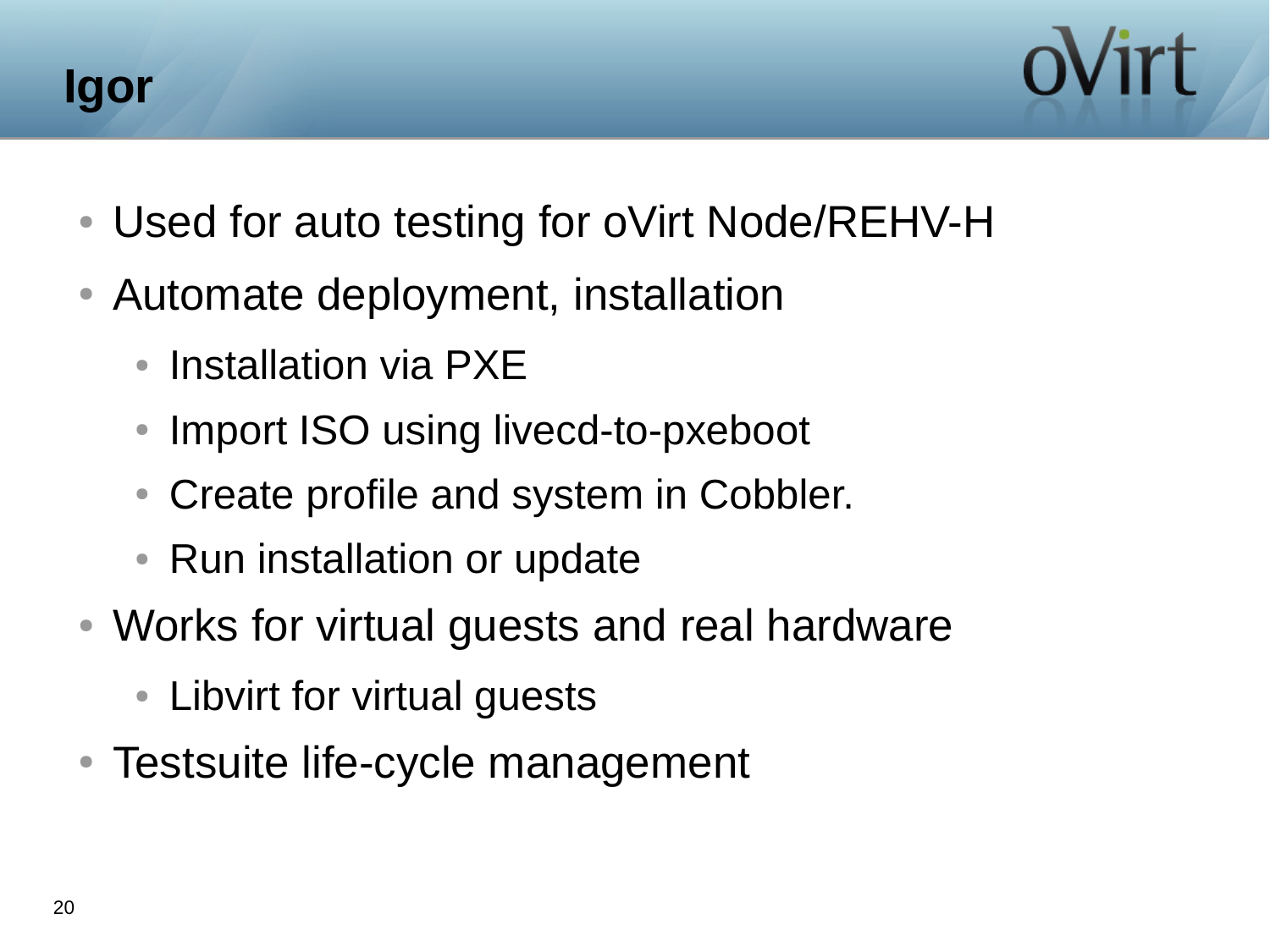# Igor

- Used for auto testing for oVirt Node/REHV-H
- Automate deployment, installation
  - Installation via PXE
  - Import ISO using livecd-to-pxeboot
  - Create profile and system in Cobbler.
  - Run installation or update
- Works for virtual guests and real hardware
  - Libvirt for virtual guests
- Testsuite life-cycle management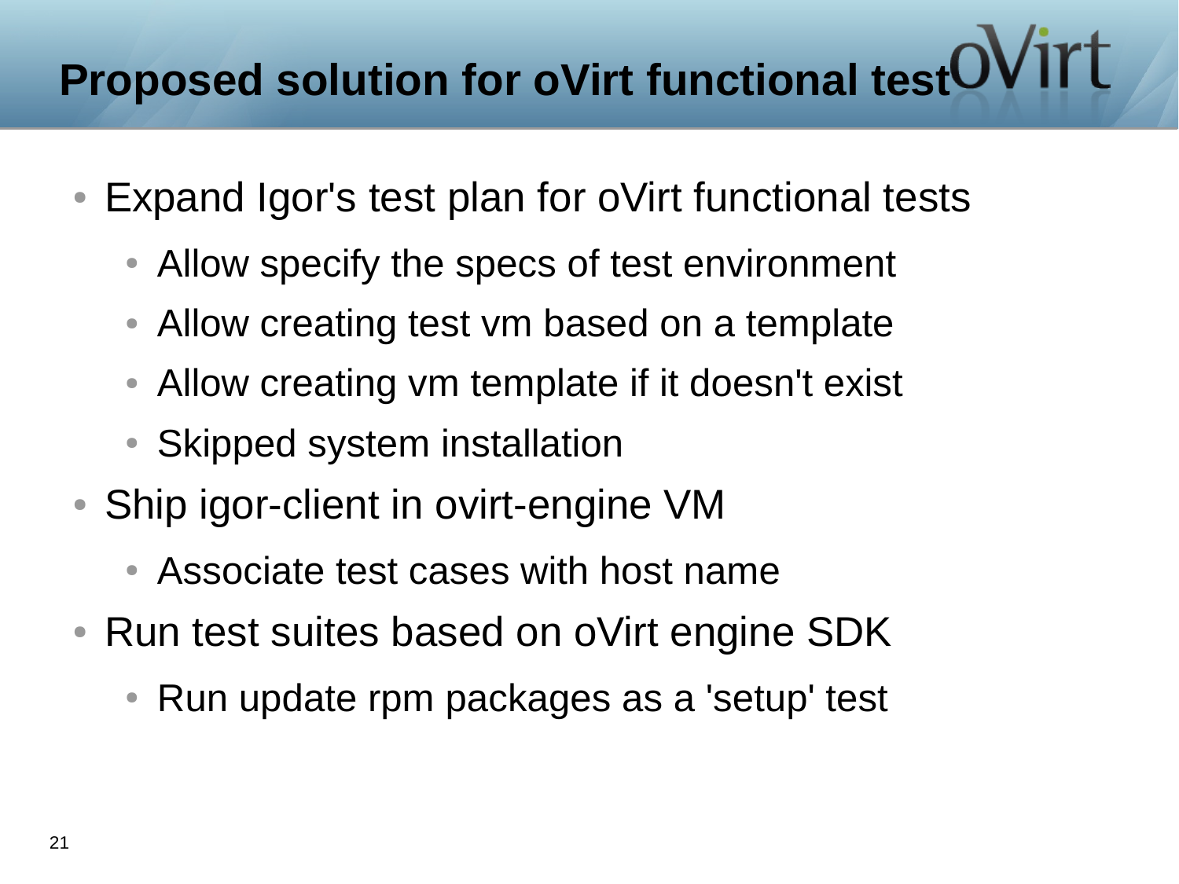# Proposed solution for oVirt functional test

- Expand Igor's test plan for oVirt functional tests
  - Allow specify the specs of test environment
  - Allow creating test vm based on a template
  - Allow creating vm template if it doesn't exist
  - Skipped system installation
- Ship igor-client in ovirt-engine VM
  - Associate test cases with host name
- Run test suites based on oVirt engine SDK
  - Run update rpm packages as a 'setup' test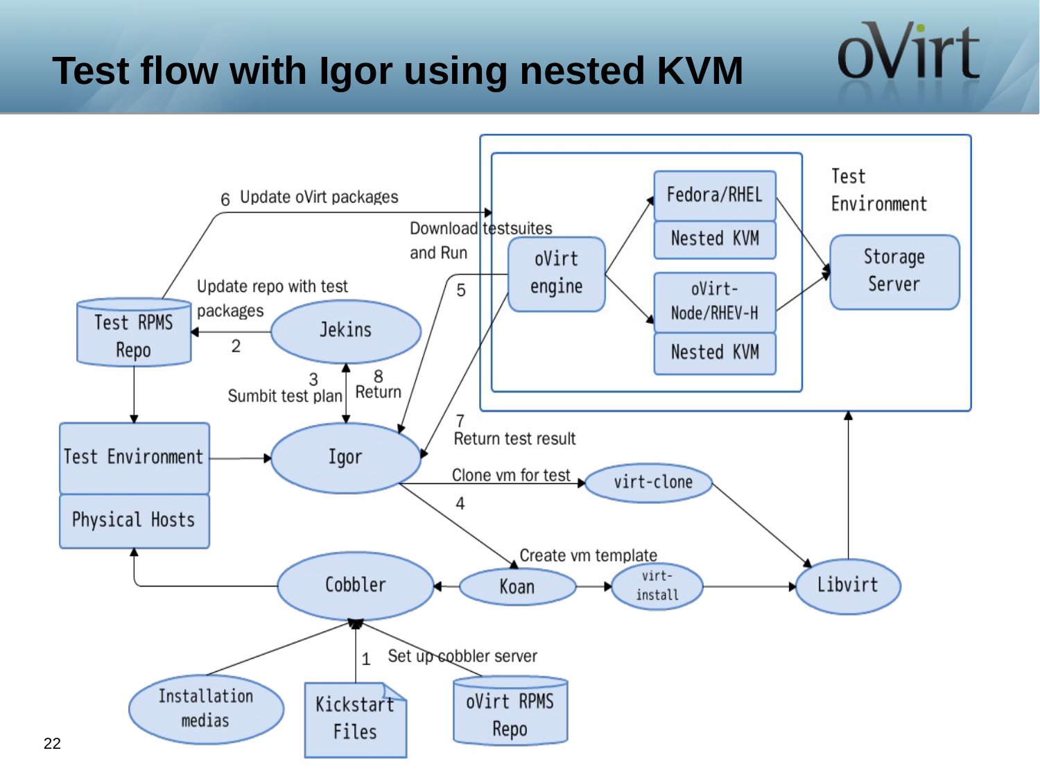# Test flow with Igor using nested KVM

Test Environment

oVirt engine

Fedora/RHEL

Nested KVM

oVirt-Node/RHEV-H

Nested KVM

Storage Server

6 Update oVirt packages

Download testsuites and Run

Update repo with test packages

Test RPMS Repo

Jekins

2

3 Sumbit test plan

8 Return

5

7 Return test result

Test Environment

Physical Hosts

Igor

Clone vm for test

virt-clone

4

Create vm template

Cobbler

Koan

virt-install

Libvirt

1 Set up cobbler server

Installation medias

Kickstart Files

oVirt RPMS Repo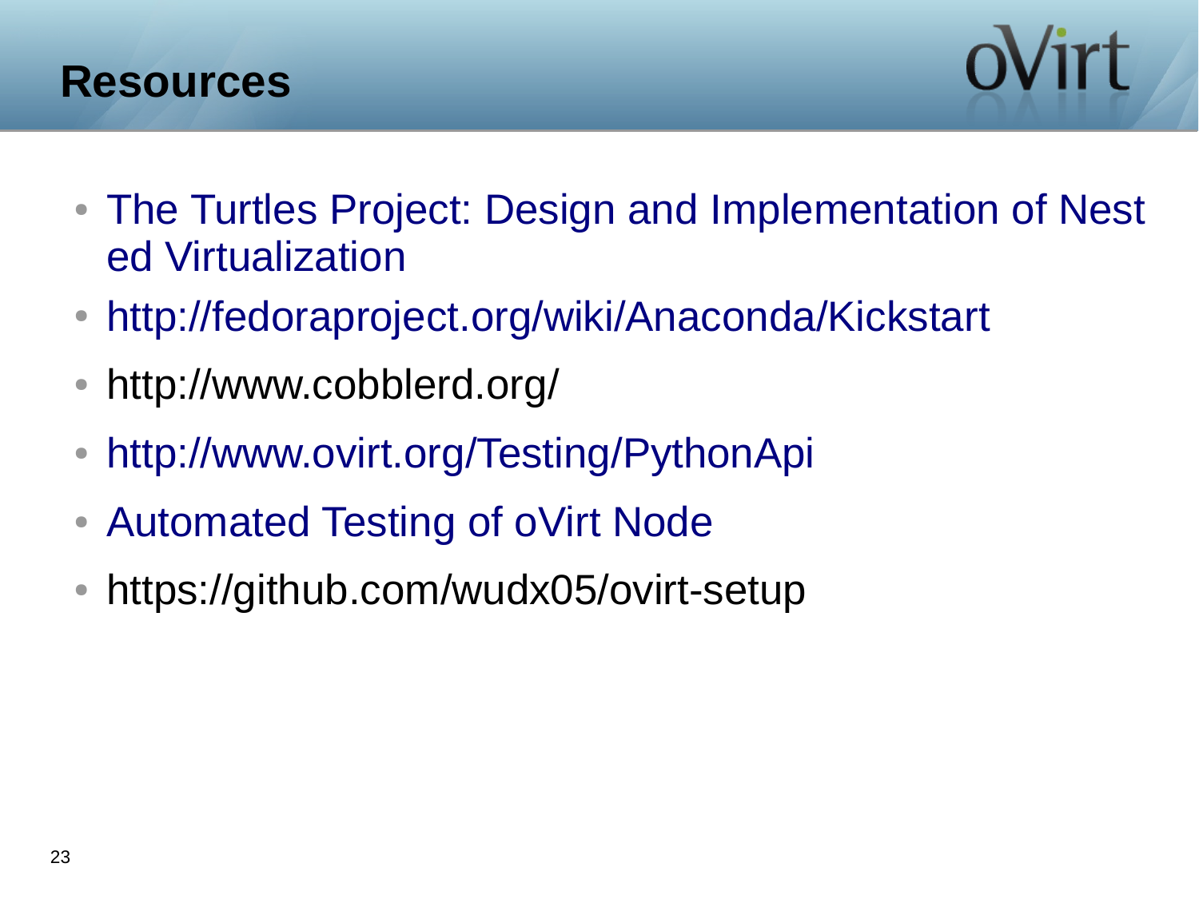# Resources

- The Turtles Project: Design and Implementation of Nested Virtualization
- http://fedoraproject.org/wiki/Anaconda/Kickstart
- http://www.cobblerd.org/
- http://www.ovirt.org/Testing/PythonApi
- Automated Testing of oVirt Node
- https://github.com/wudx05/ovirt-setup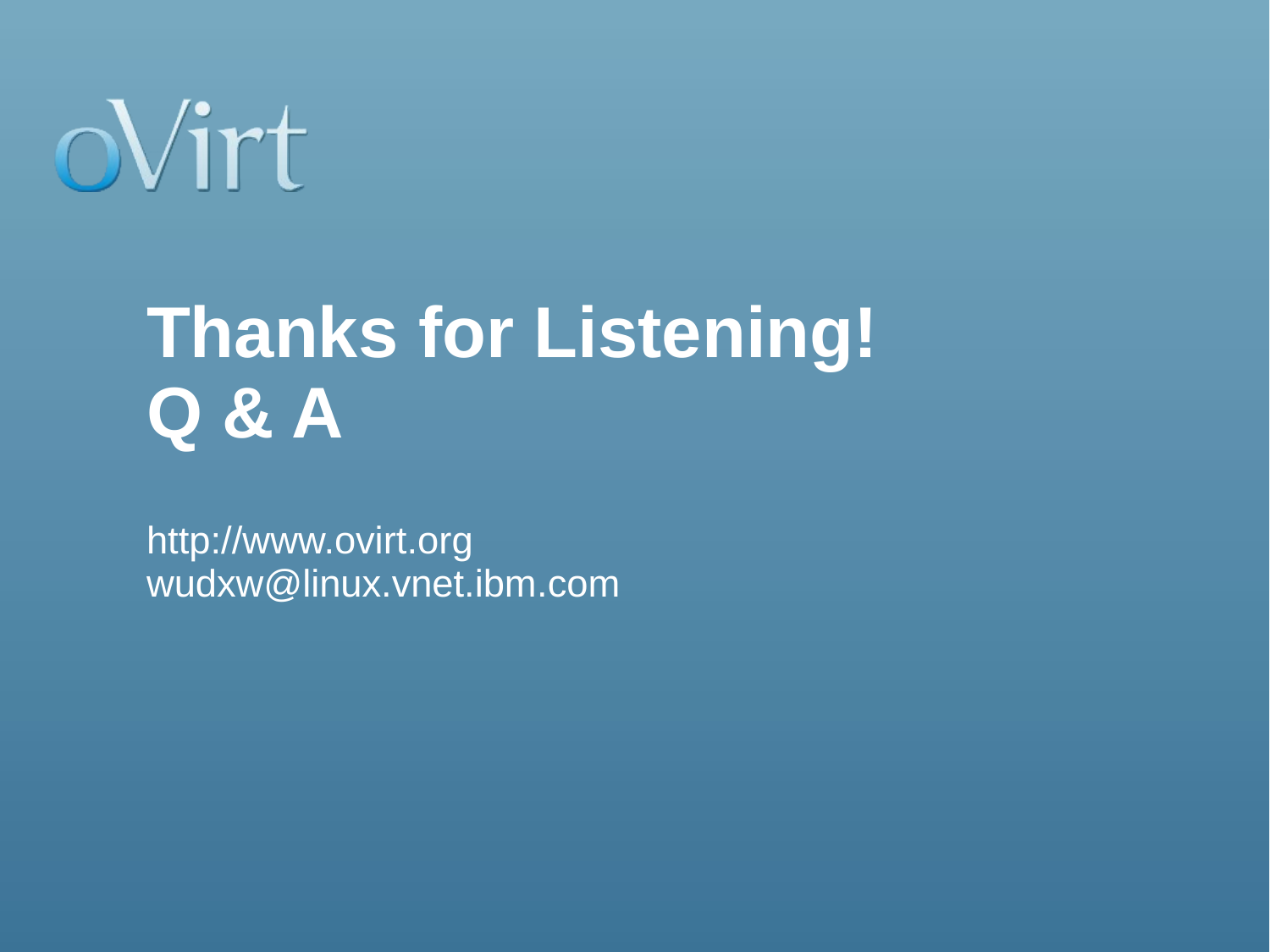oVirt

# Thanks for Listening!
# Q & A

http://www.ovirt.org
wudxw@linux.vnet.ibm.com